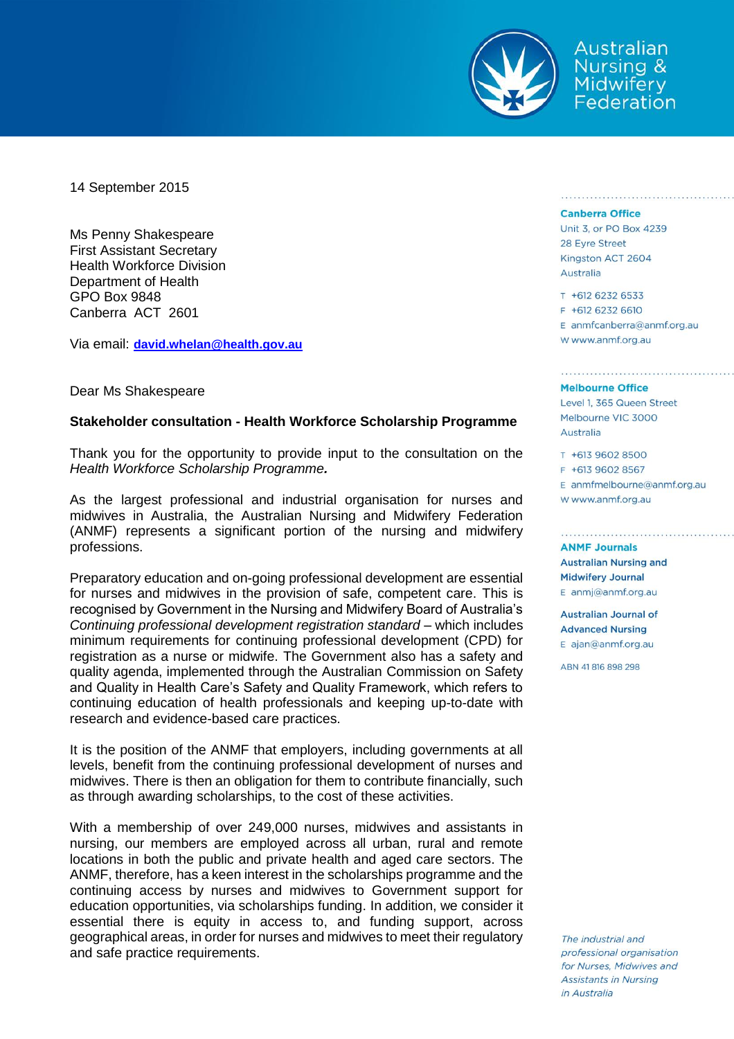Australian Nursing & Midwifery Federation

14 September 2015

Ms Penny Shakespeare
First Assistant Secretary
Health Workforce Division
Department of Health
GPO Box 9848
Canberra ACT 2601

Via email: **david.whelan@health.gov.au**

Dear Ms Shakespeare

**Stakeholder consultation - Health Workforce Scholarship Programme**

Thank you for the opportunity to provide input to the consultation on the *Health Workforce Scholarship Programme.*

As the largest professional and industrial organisation for nurses and midwives in Australia, the Australian Nursing and Midwifery Federation (ANMF) represents a significant portion of the nursing and midwifery professions.

Preparatory education and on-going professional development are essential for nurses and midwives in the provision of safe, competent care. This is recognised by Government in the Nursing and Midwifery Board of Australia's *Continuing professional development registration standard* – which includes minimum requirements for continuing professional development (CPD) for registration as a nurse or midwife. The Government also has a safety and quality agenda, implemented through the Australian Commission on Safety and Quality in Health Care's Safety and Quality Framework, which refers to continuing education of health professionals and keeping up-to-date with research and evidence-based care practices.

It is the position of the ANMF that employers, including governments at all levels, benefit from the continuing professional development of nurses and midwives. There is then an obligation for them to contribute financially, such as through awarding scholarships, to the cost of these activities.

With a membership of over 249,000 nurses, midwives and assistants in nursing, our members are employed across all urban, rural and remote locations in both the public and private health and aged care sectors. The ANMF, therefore, has a keen interest in the scholarships programme and the continuing access by nurses and midwives to Government support for education opportunities, via scholarships funding. In addition, we consider it essential there is equity in access to, and funding support, across geographical areas, in order for nurses and midwives to meet their regulatory and safe practice requirements.

**Canberra Office**
Unit 3, or PO Box 4239
28 Eyre Street
Kingston ACT 2604
Australia

T +612 6232 6533
F +612 6232 6610
E anmfcanberra@anmf.org.au
W www.anmf.org.au

**Melbourne Office**
Level 1, 365 Queen Street
Melbourne VIC 3000
Australia

T +613 9602 8500
F +613 9602 8567
E anmfmelbourne@anmf.org.au
W www.anmf.org.au

**ANMF Journals**

**Australian Nursing and Midwifery Journal**
E anmj@anmf.org.au

**Australian Journal of Advanced Nursing**
E ajan@anmf.org.au

ABN 41 816 898 298

*The industrial and professional organisation for Nurses, Midwives and Assistants in Nursing in Australia*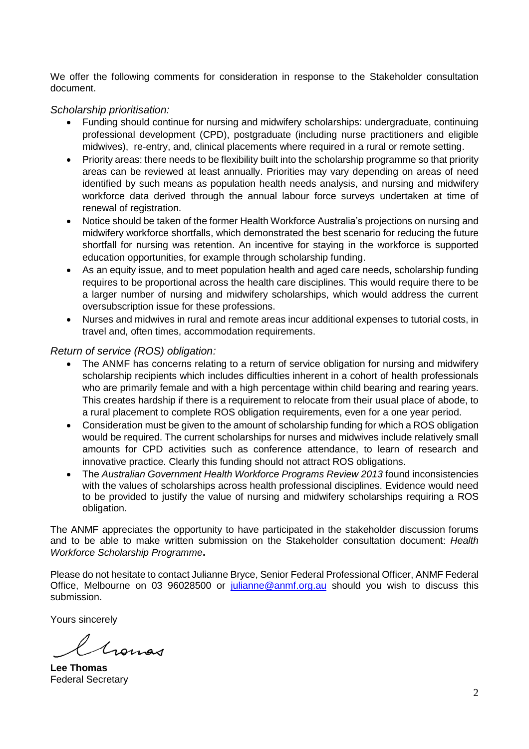We offer the following comments for consideration in response to the Stakeholder consultation document.

*Scholarship prioritisation:*

- Funding should continue for nursing and midwifery scholarships: undergraduate, continuing professional development (CPD), postgraduate (including nurse practitioners and eligible midwives), re-entry, and, clinical placements where required in a rural or remote setting.
- Priority areas: there needs to be flexibility built into the scholarship programme so that priority areas can be reviewed at least annually. Priorities may vary depending on areas of need identified by such means as population health needs analysis, and nursing and midwifery workforce data derived through the annual labour force surveys undertaken at time of renewal of registration.
- Notice should be taken of the former Health Workforce Australia's projections on nursing and midwifery workforce shortfalls, which demonstrated the best scenario for reducing the future shortfall for nursing was retention. An incentive for staying in the workforce is supported education opportunities, for example through scholarship funding.
- As an equity issue, and to meet population health and aged care needs, scholarship funding requires to be proportional across the health care disciplines. This would require there to be a larger number of nursing and midwifery scholarships, which would address the current oversubscription issue for these professions.
- Nurses and midwives in rural and remote areas incur additional expenses to tutorial costs, in travel and, often times, accommodation requirements.

*Return of service (ROS) obligation:*

- The ANMF has concerns relating to a return of service obligation for nursing and midwifery scholarship recipients which includes difficulties inherent in a cohort of health professionals who are primarily female and with a high percentage within child bearing and rearing years. This creates hardship if there is a requirement to relocate from their usual place of abode, to a rural placement to complete ROS obligation requirements, even for a one year period.
- Consideration must be given to the amount of scholarship funding for which a ROS obligation would be required. The current scholarships for nurses and midwives include relatively small amounts for CPD activities such as conference attendance, to learn of research and innovative practice. Clearly this funding should not attract ROS obligations.
- The *Australian Government Health Workforce Programs Review 2013* found inconsistencies with the values of scholarships across health professional disciplines. Evidence would need to be provided to justify the value of nursing and midwifery scholarships requiring a ROS obligation.

The ANMF appreciates the opportunity to have participated in the stakeholder discussion forums and to be able to make written submission on the Stakeholder consultation document: *Health Workforce Scholarship Programme*.

Please do not hesitate to contact Julianne Bryce, Senior Federal Professional Officer, ANMF Federal Office, Melbourne on 03 96028500 or julianne@anmf.org.au should you wish to discuss this submission.

Yours sincerely

**Lee Thomas**
Federal Secretary